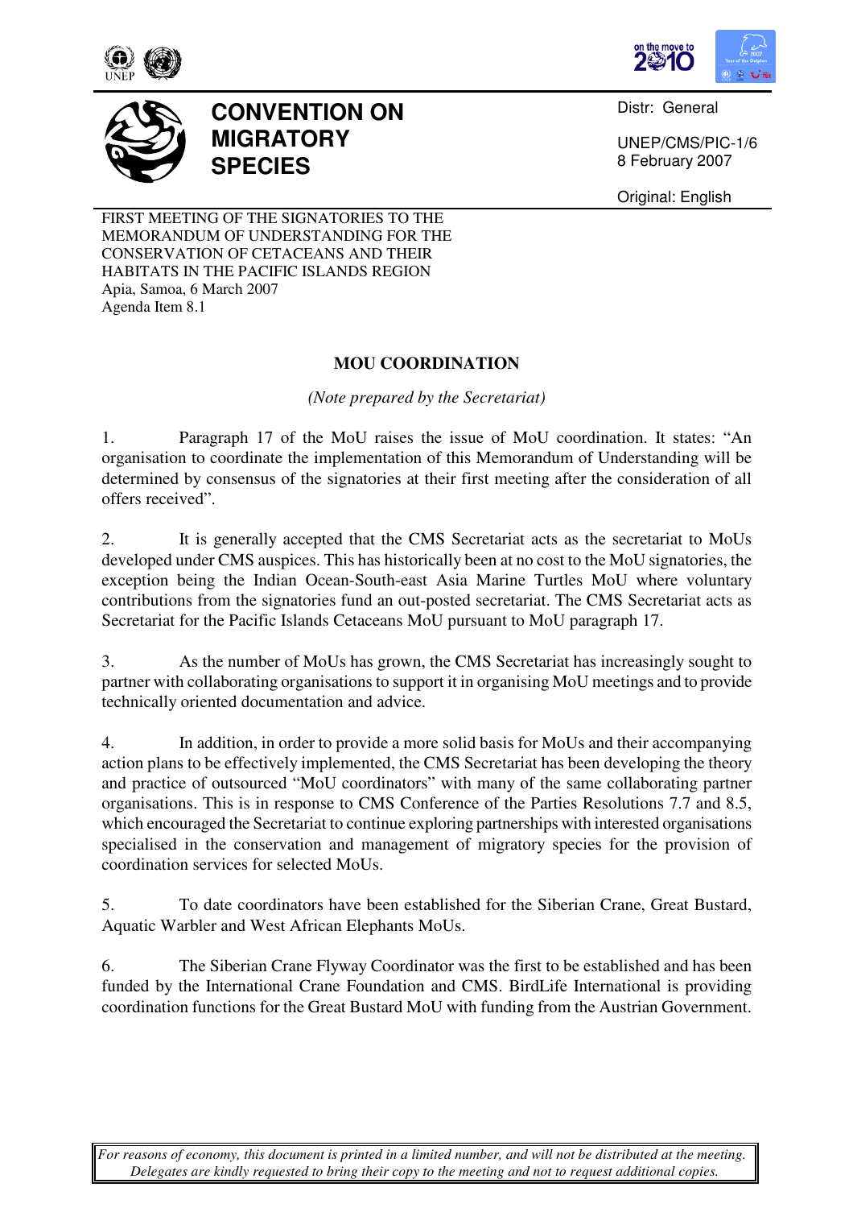# CONVENTION ON MIGRATORY SPECIES

Distr: General

UNEP/CMS/PIC-1/6
8 February 2007

Original: English

FIRST MEETING OF THE SIGNATORIES TO THE MEMORANDUM OF UNDERSTANDING FOR THE CONSERVATION OF CETACEANS AND THEIR HABITATS IN THE PACIFIC ISLANDS REGION
Apia, Samoa, 6 March 2007
Agenda Item 8.1

## MOU COORDINATION

*(Note prepared by the Secretariat)*

1. Paragraph 17 of the MoU raises the issue of MoU coordination. It states: "An organisation to coordinate the implementation of this Memorandum of Understanding will be determined by consensus of the signatories at their first meeting after the consideration of all offers received".

2. It is generally accepted that the CMS Secretariat acts as the secretariat to MoUs developed under CMS auspices. This has historically been at no cost to the MoU signatories, the exception being the Indian Ocean-South-east Asia Marine Turtles MoU where voluntary contributions from the signatories fund an out-posted secretariat. The CMS Secretariat acts as Secretariat for the Pacific Islands Cetaceans MoU pursuant to MoU paragraph 17.

3. As the number of MoUs has grown, the CMS Secretariat has increasingly sought to partner with collaborating organisations to support it in organising MoU meetings and to provide technically oriented documentation and advice.

4. In addition, in order to provide a more solid basis for MoUs and their accompanying action plans to be effectively implemented, the CMS Secretariat has been developing the theory and practice of outsourced "MoU coordinators" with many of the same collaborating partner organisations. This is in response to CMS Conference of the Parties Resolutions 7.7 and 8.5, which encouraged the Secretariat to continue exploring partnerships with interested organisations specialised in the conservation and management of migratory species for the provision of coordination services for selected MoUs.

5. To date coordinators have been established for the Siberian Crane, Great Bustard, Aquatic Warbler and West African Elephants MoUs.

6. The Siberian Crane Flyway Coordinator was the first to be established and has been funded by the International Crane Foundation and CMS. BirdLife International is providing coordination functions for the Great Bustard MoU with funding from the Austrian Government.

*For reasons of economy, this document is printed in a limited number, and will not be distributed at the meeting. Delegates are kindly requested to bring their copy to the meeting and not to request additional copies.*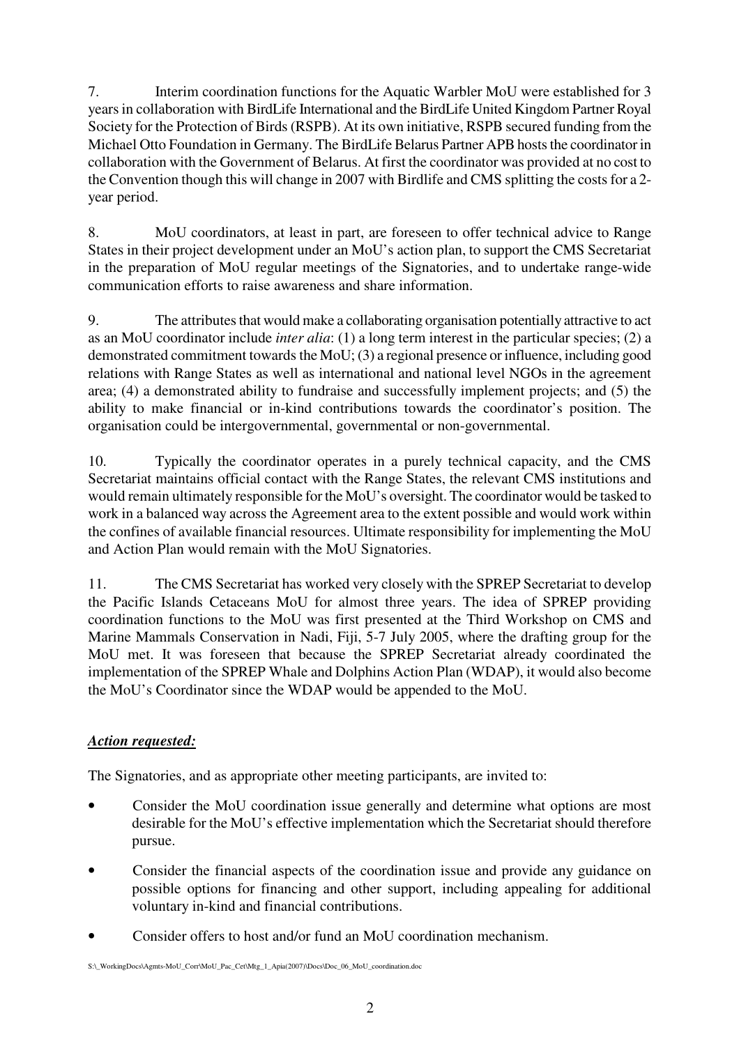7. Interim coordination functions for the Aquatic Warbler MoU were established for 3 years in collaboration with BirdLife International and the BirdLife United Kingdom Partner Royal Society for the Protection of Birds (RSPB). At its own initiative, RSPB secured funding from the Michael Otto Foundation in Germany. The BirdLife Belarus Partner APB hosts the coordinator in collaboration with the Government of Belarus. At first the coordinator was provided at no cost to the Convention though this will change in 2007 with Birdlife and CMS splitting the costs for a 2-year period.

8. MoU coordinators, at least in part, are foreseen to offer technical advice to Range States in their project development under an MoU's action plan, to support the CMS Secretariat in the preparation of MoU regular meetings of the Signatories, and to undertake range-wide communication efforts to raise awareness and share information.

9. The attributes that would make a collaborating organisation potentially attractive to act as an MoU coordinator include *inter alia*: (1) a long term interest in the particular species; (2) a demonstrated commitment towards the MoU; (3) a regional presence or influence, including good relations with Range States as well as international and national level NGOs in the agreement area; (4) a demonstrated ability to fundraise and successfully implement projects; and (5) the ability to make financial or in-kind contributions towards the coordinator's position. The organisation could be intergovernmental, governmental or non-governmental.

10. Typically the coordinator operates in a purely technical capacity, and the CMS Secretariat maintains official contact with the Range States, the relevant CMS institutions and would remain ultimately responsible for the MoU's oversight. The coordinator would be tasked to work in a balanced way across the Agreement area to the extent possible and would work within the confines of available financial resources. Ultimate responsibility for implementing the MoU and Action Plan would remain with the MoU Signatories.

11. The CMS Secretariat has worked very closely with the SPREP Secretariat to develop the Pacific Islands Cetaceans MoU for almost three years. The idea of SPREP providing coordination functions to the MoU was first presented at the Third Workshop on CMS and Marine Mammals Conservation in Nadi, Fiji, 5-7 July 2005, where the drafting group for the MoU met. It was foreseen that because the SPREP Secretariat already coordinated the implementation of the SPREP Whale and Dolphins Action Plan (WDAP), it would also become the MoU's Coordinator since the WDAP would be appended to the MoU.

***Action requested:***

The Signatories, and as appropriate other meeting participants, are invited to:

- Consider the MoU coordination issue generally and determine what options are most desirable for the MoU's effective implementation which the Secretariat should therefore pursue.
- Consider the financial aspects of the coordination issue and provide any guidance on possible options for financing and other support, including appealing for additional voluntary in-kind and financial contributions.
- Consider offers to host and/or fund an MoU coordination mechanism.

S:\_WorkingDocs\Agmts-MoU_Corr\MoU_Pac_Cet\Mtg_1_Apia(2007)\Docs\Doc_06_MoU_coordination.doc